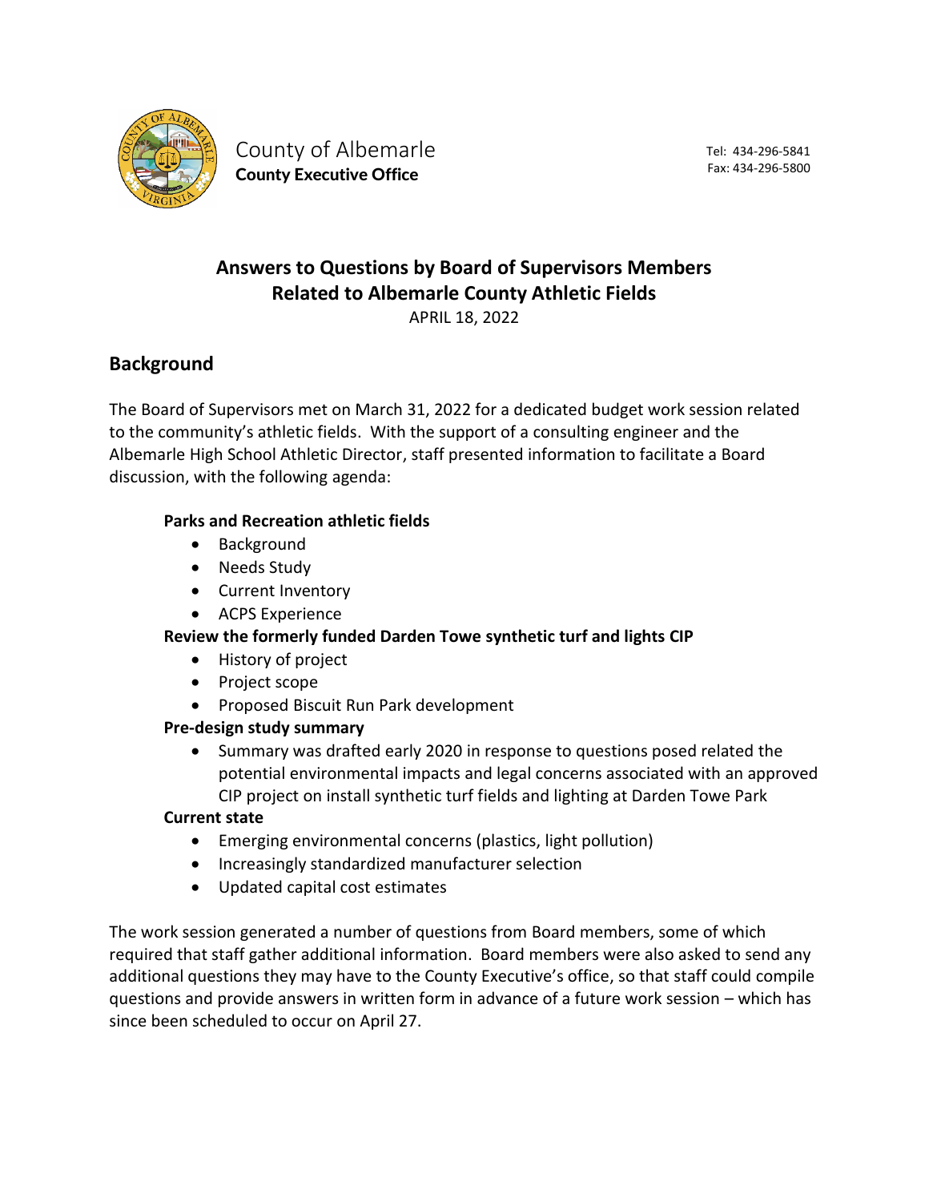County of Albemarle
**County Executive Office**

Tel: 434-296-5841
Fax: 434-296-5800

# Answers to Questions by Board of Supervisors Members Related to Albemarle County Athletic Fields

APRIL 18, 2022

## Background

The Board of Supervisors met on March 31, 2022 for a dedicated budget work session related to the community's athletic fields. With the support of a consulting engineer and the Albemarle High School Athletic Director, staff presented information to facilitate a Board discussion, with the following agenda:

**Parks and Recreation athletic fields**

- Background
- Needs Study
- Current Inventory
- ACPS Experience

**Review the formerly funded Darden Towe synthetic turf and lights CIP**

- History of project
- Project scope
- Proposed Biscuit Run Park development

**Pre-design study summary**

- Summary was drafted early 2020 in response to questions posed related the potential environmental impacts and legal concerns associated with an approved CIP project on install synthetic turf fields and lighting at Darden Towe Park

**Current state**

- Emerging environmental concerns (plastics, light pollution)
- Increasingly standardized manufacturer selection
- Updated capital cost estimates

The work session generated a number of questions from Board members, some of which required that staff gather additional information. Board members were also asked to send any additional questions they may have to the County Executive's office, so that staff could compile questions and provide answers in written form in advance of a future work session – which has since been scheduled to occur on April 27.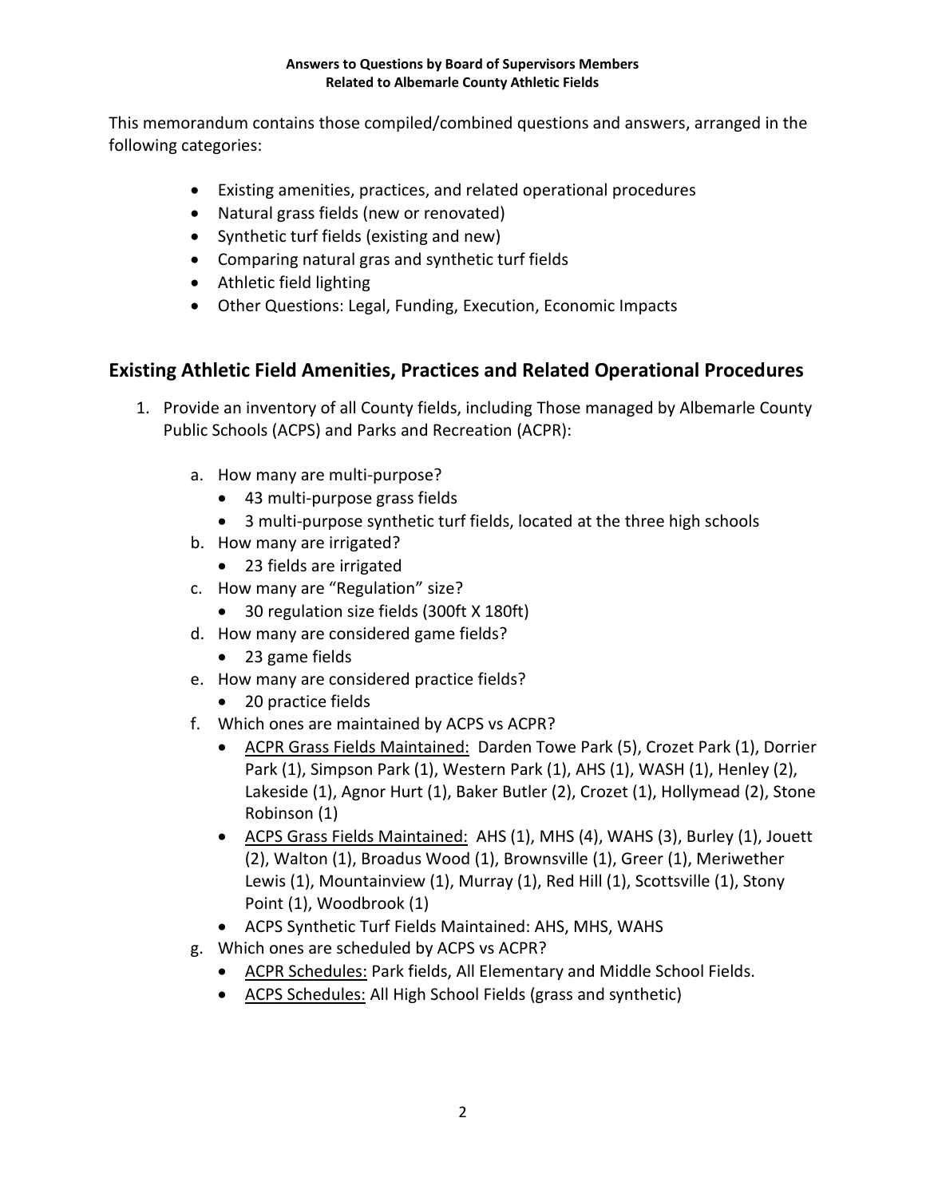**Answers to Questions by Board of Supervisors Members**
**Related to Albemarle County Athletic Fields**

This memorandum contains those compiled/combined questions and answers, arranged in the following categories:

- Existing amenities, practices, and related operational procedures
- Natural grass fields (new or renovated)
- Synthetic turf fields (existing and new)
- Comparing natural gras and synthetic turf fields
- Athletic field lighting
- Other Questions: Legal, Funding, Execution, Economic Impacts

## Existing Athletic Field Amenities, Practices and Related Operational Procedures

1. Provide an inventory of all County fields, including Those managed by Albemarle County Public Schools (ACPS) and Parks and Recreation (ACPR):
   a. How many are multi-purpose?
      - 43 multi-purpose grass fields
      - 3 multi-purpose synthetic turf fields, located at the three high schools
   b. How many are irrigated?
      - 23 fields are irrigated
   c. How many are "Regulation" size?
      - 30 regulation size fields (300ft X 180ft)
   d. How many are considered game fields?
      - 23 game fields
   e. How many are considered practice fields?
      - 20 practice fields
   f. Which ones are maintained by ACPS vs ACPR?
      - <u>ACPR Grass Fields Maintained:</u> Darden Towe Park (5), Crozet Park (1), Dorrier Park (1), Simpson Park (1), Western Park (1), AHS (1), WASH (1), Henley (2), Lakeside (1), Agnor Hurt (1), Baker Butler (2), Crozet (1), Hollymead (2), Stone Robinson (1)
      - <u>ACPS Grass Fields Maintained:</u> AHS (1), MHS (4), WAHS (3), Burley (1), Jouett (2), Walton (1), Broadus Wood (1), Brownsville (1), Greer (1), Meriwether Lewis (1), Mountainview (1), Murray (1), Red Hill (1), Scottsville (1), Stony Point (1), Woodbrook (1)
      - ACPS Synthetic Turf Fields Maintained: AHS, MHS, WAHS
   g. Which ones are scheduled by ACPS vs ACPR?
      - <u>ACPR Schedules:</u> Park fields, All Elementary and Middle School Fields.
      - <u>ACPS Schedules:</u> All High School Fields (grass and synthetic)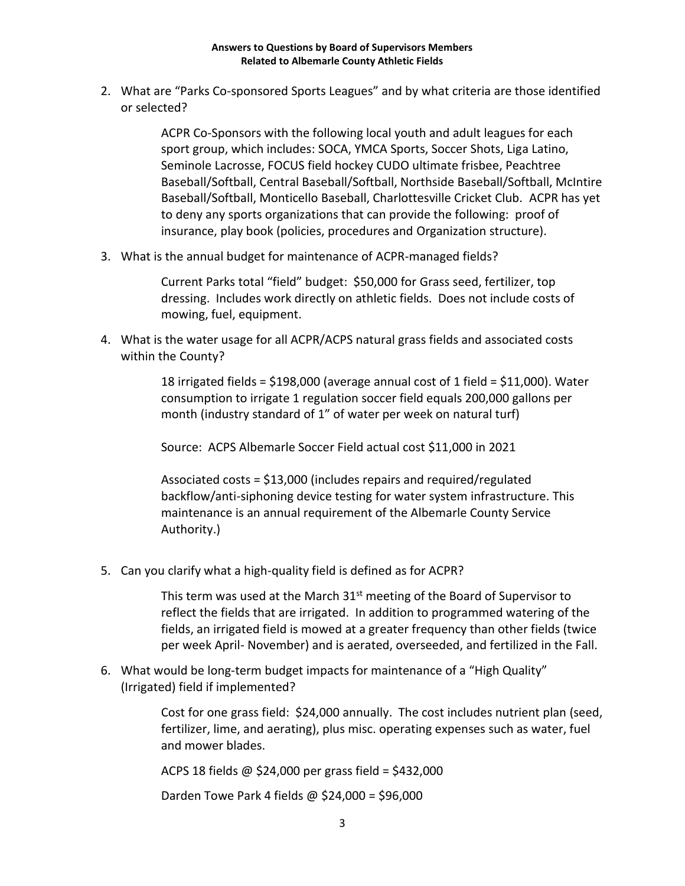**Answers to Questions by Board of Supervisors Members**
**Related to Albemarle County Athletic Fields**

2. What are "Parks Co-sponsored Sports Leagues" and by what criteria are those identified or selected?

    ACPR Co-Sponsors with the following local youth and adult leagues for each sport group, which includes: SOCA, YMCA Sports, Soccer Shots, Liga Latino, Seminole Lacrosse, FOCUS field hockey CUDO ultimate frisbee, Peachtree Baseball/Softball, Central Baseball/Softball, Northside Baseball/Softball, McIntire Baseball/Softball, Monticello Baseball, Charlottesville Cricket Club. ACPR has yet to deny any sports organizations that can provide the following: proof of insurance, play book (policies, procedures and Organization structure).

3. What is the annual budget for maintenance of ACPR-managed fields?

    Current Parks total "field" budget: $50,000 for Grass seed, fertilizer, top dressing. Includes work directly on athletic fields. Does not include costs of mowing, fuel, equipment.

4. What is the water usage for all ACPR/ACPS natural grass fields and associated costs within the County?

    18 irrigated fields = $198,000 (average annual cost of 1 field = $11,000). Water consumption to irrigate 1 regulation soccer field equals 200,000 gallons per month (industry standard of 1" of water per week on natural turf)

    Source: ACPS Albemarle Soccer Field actual cost $11,000 in 2021

    Associated costs = $13,000 (includes repairs and required/regulated backflow/anti-siphoning device testing for water system infrastructure. This maintenance is an annual requirement of the Albemarle County Service Authority.)

5. Can you clarify what a high-quality field is defined as for ACPR?

    This term was used at the March 31st meeting of the Board of Supervisor to reflect the fields that are irrigated. In addition to programmed watering of the fields, an irrigated field is mowed at a greater frequency than other fields (twice per week April- November) and is aerated, overseeded, and fertilized in the Fall.

6. What would be long-term budget impacts for maintenance of a "High Quality" (Irrigated) field if implemented?

    Cost for one grass field: $24,000 annually. The cost includes nutrient plan (seed, fertilizer, lime, and aerating), plus misc. operating expenses such as water, fuel and mower blades.

    ACPS 18 fields @ $24,000 per grass field = $432,000

    Darden Towe Park 4 fields @ $24,000 = $96,000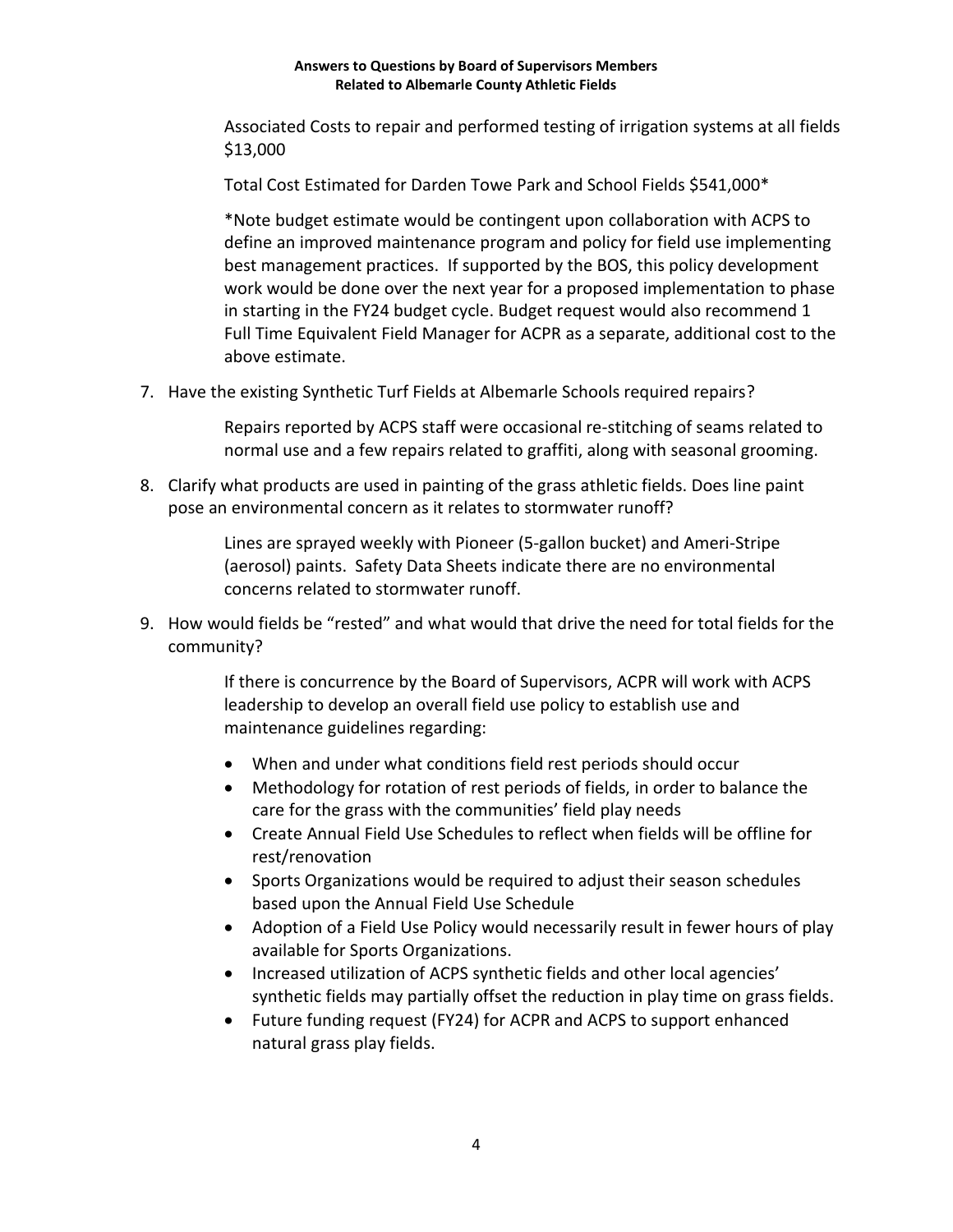Associated Costs to repair and performed testing of irrigation systems at all fields $13,000

Total Cost Estimated for Darden Towe Park and School Fields $541,000*

*Note budget estimate would be contingent upon collaboration with ACPS to define an improved maintenance program and policy for field use implementing best management practices. If supported by the BOS, this policy development work would be done over the next year for a proposed implementation to phase in starting in the FY24 budget cycle. Budget request would also recommend 1 Full Time Equivalent Field Manager for ACPR as a separate, additional cost to the above estimate.

7. Have the existing Synthetic Turf Fields at Albemarle Schools required repairs?

   Repairs reported by ACPS staff were occasional re-stitching of seams related to normal use and a few repairs related to graffiti, along with seasonal grooming.

8. Clarify what products are used in painting of the grass athletic fields. Does line paint pose an environmental concern as it relates to stormwater runoff?

   Lines are sprayed weekly with Pioneer (5-gallon bucket) and Ameri-Stripe (aerosol) paints. Safety Data Sheets indicate there are no environmental concerns related to stormwater runoff.

9. How would fields be "rested" and what would that drive the need for total fields for the community?

   If there is concurrence by the Board of Supervisors, ACPR will work with ACPS leadership to develop an overall field use policy to establish use and maintenance guidelines regarding:

   - When and under what conditions field rest periods should occur
   - Methodology for rotation of rest periods of fields, in order to balance the care for the grass with the communities' field play needs
   - Create Annual Field Use Schedules to reflect when fields will be offline for rest/renovation
   - Sports Organizations would be required to adjust their season schedules based upon the Annual Field Use Schedule
   - Adoption of a Field Use Policy would necessarily result in fewer hours of play available for Sports Organizations.
   - Increased utilization of ACPS synthetic fields and other local agencies' synthetic fields may partially offset the reduction in play time on grass fields.
   - Future funding request (FY24) for ACPR and ACPS to support enhanced natural grass play fields.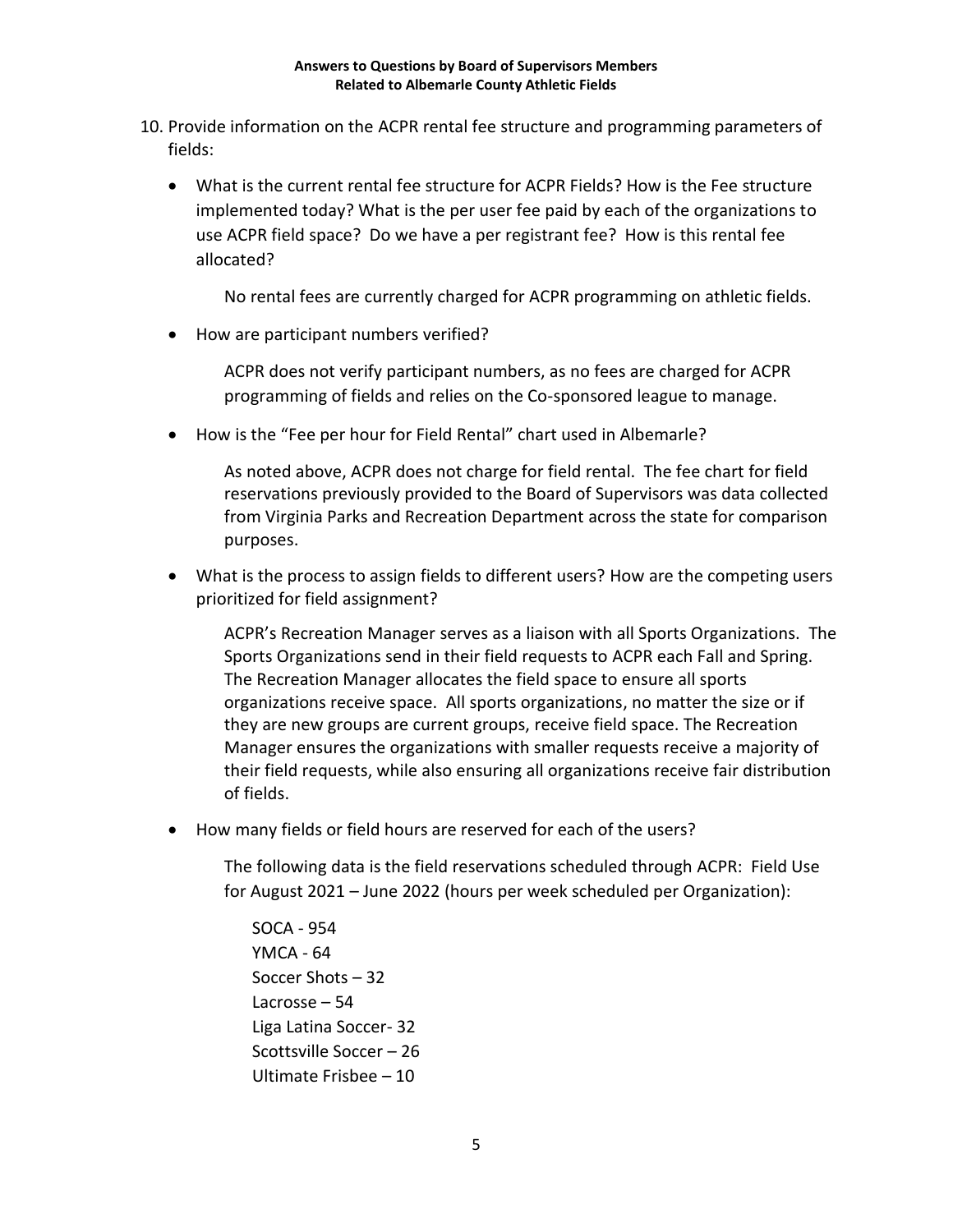10. Provide information on the ACPR rental fee structure and programming parameters of fields:

    - What is the current rental fee structure for ACPR Fields? How is the Fee structure implemented today? What is the per user fee paid by each of the organizations to use ACPR field space? Do we have a per registrant fee? How is this rental fee allocated?

        No rental fees are currently charged for ACPR programming on athletic fields.

    - How are participant numbers verified?

        ACPR does not verify participant numbers, as no fees are charged for ACPR programming of fields and relies on the Co-sponsored league to manage.

    - How is the "Fee per hour for Field Rental" chart used in Albemarle?

        As noted above, ACPR does not charge for field rental. The fee chart for field reservations previously provided to the Board of Supervisors was data collected from Virginia Parks and Recreation Department across the state for comparison purposes.

    - What is the process to assign fields to different users? How are the competing users prioritized for field assignment?

        ACPR's Recreation Manager serves as a liaison with all Sports Organizations. The Sports Organizations send in their field requests to ACPR each Fall and Spring. The Recreation Manager allocates the field space to ensure all sports organizations receive space. All sports organizations, no matter the size or if they are new groups are current groups, receive field space. The Recreation Manager ensures the organizations with smaller requests receive a majority of their field requests, while also ensuring all organizations receive fair distribution of fields.

    - How many fields or field hours are reserved for each of the users?

        The following data is the field reservations scheduled through ACPR: Field Use for August 2021 – June 2022 (hours per week scheduled per Organization):

        SOCA - 954
        YMCA - 64
        Soccer Shots – 32
        Lacrosse – 54
        Liga Latina Soccer- 32
        Scottsville Soccer – 26
        Ultimate Frisbee – 10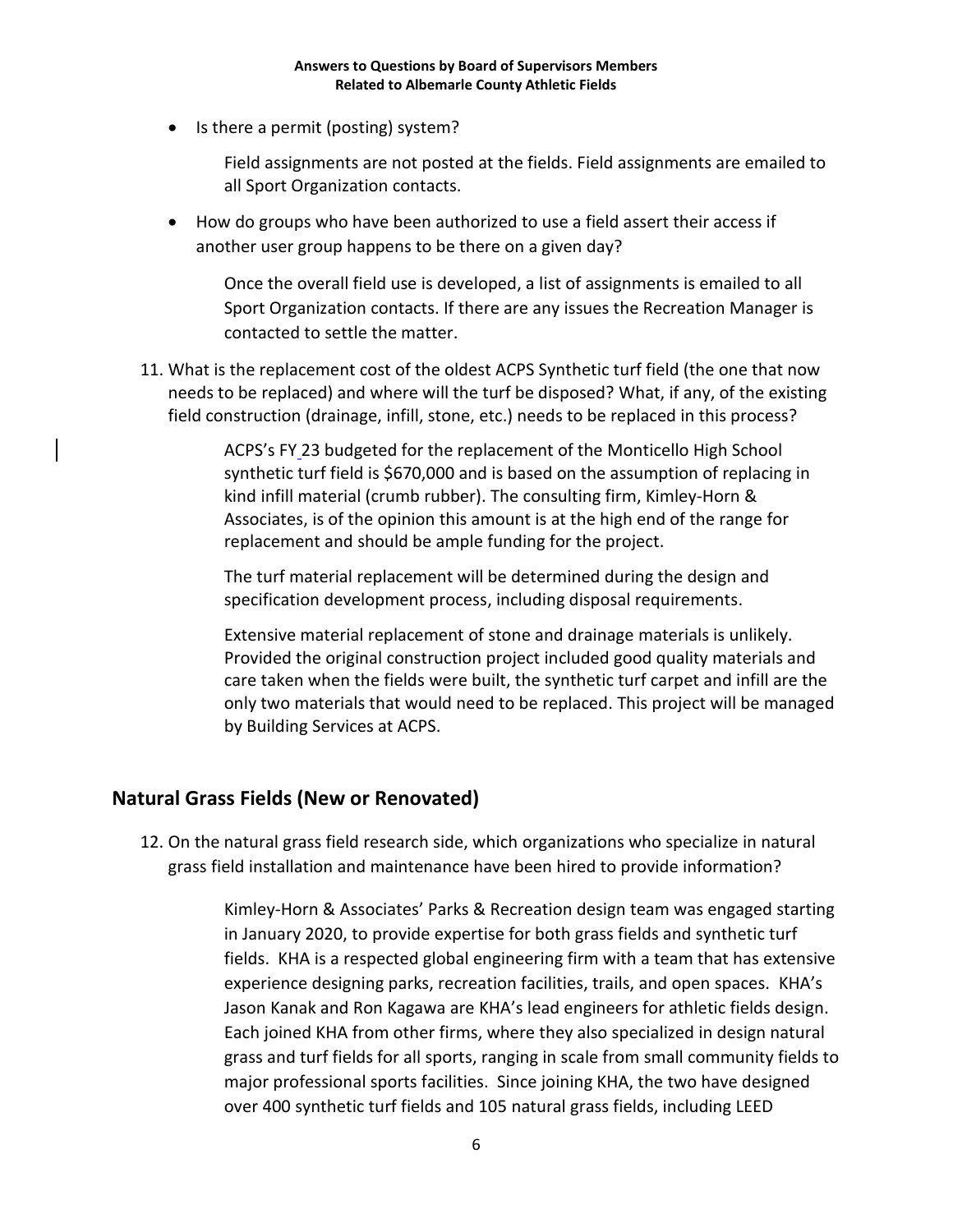- Is there a permit (posting) system?

  Field assignments are not posted at the fields. Field assignments are emailed to all Sport Organization contacts.

- How do groups who have been authorized to use a field assert their access if another user group happens to be there on a given day?

  Once the overall field use is developed, a list of assignments is emailed to all Sport Organization contacts. If there are any issues the Recreation Manager is contacted to settle the matter.

11. What is the replacement cost of the oldest ACPS Synthetic turf field (the one that now needs to be replaced) and where will the turf be disposed? What, if any, of the existing field construction (drainage, infill, stone, etc.) needs to be replaced in this process?

    ACPS's FY 23 budgeted for the replacement of the Monticello High School synthetic turf field is $670,000 and is based on the assumption of replacing in kind infill material (crumb rubber). The consulting firm, Kimley-Horn & Associates, is of the opinion this amount is at the high end of the range for replacement and should be ample funding for the project.

    The turf material replacement will be determined during the design and specification development process, including disposal requirements.

    Extensive material replacement of stone and drainage materials is unlikely. Provided the original construction project included good quality materials and care taken when the fields were built, the synthetic turf carpet and infill are the only two materials that would need to be replaced. This project will be managed by Building Services at ACPS.

## Natural Grass Fields (New or Renovated)

12. On the natural grass field research side, which organizations who specialize in natural grass field installation and maintenance have been hired to provide information?

    Kimley-Horn & Associates' Parks & Recreation design team was engaged starting in January 2020, to provide expertise for both grass fields and synthetic turf fields. KHA is a respected global engineering firm with a team that has extensive experience designing parks, recreation facilities, trails, and open spaces. KHA's Jason Kanak and Ron Kagawa are KHA's lead engineers for athletic fields design. Each joined KHA from other firms, where they also specialized in design natural grass and turf fields for all sports, ranging in scale from small community fields to major professional sports facilities. Since joining KHA, the two have designed over 400 synthetic turf fields and 105 natural grass fields, including LEED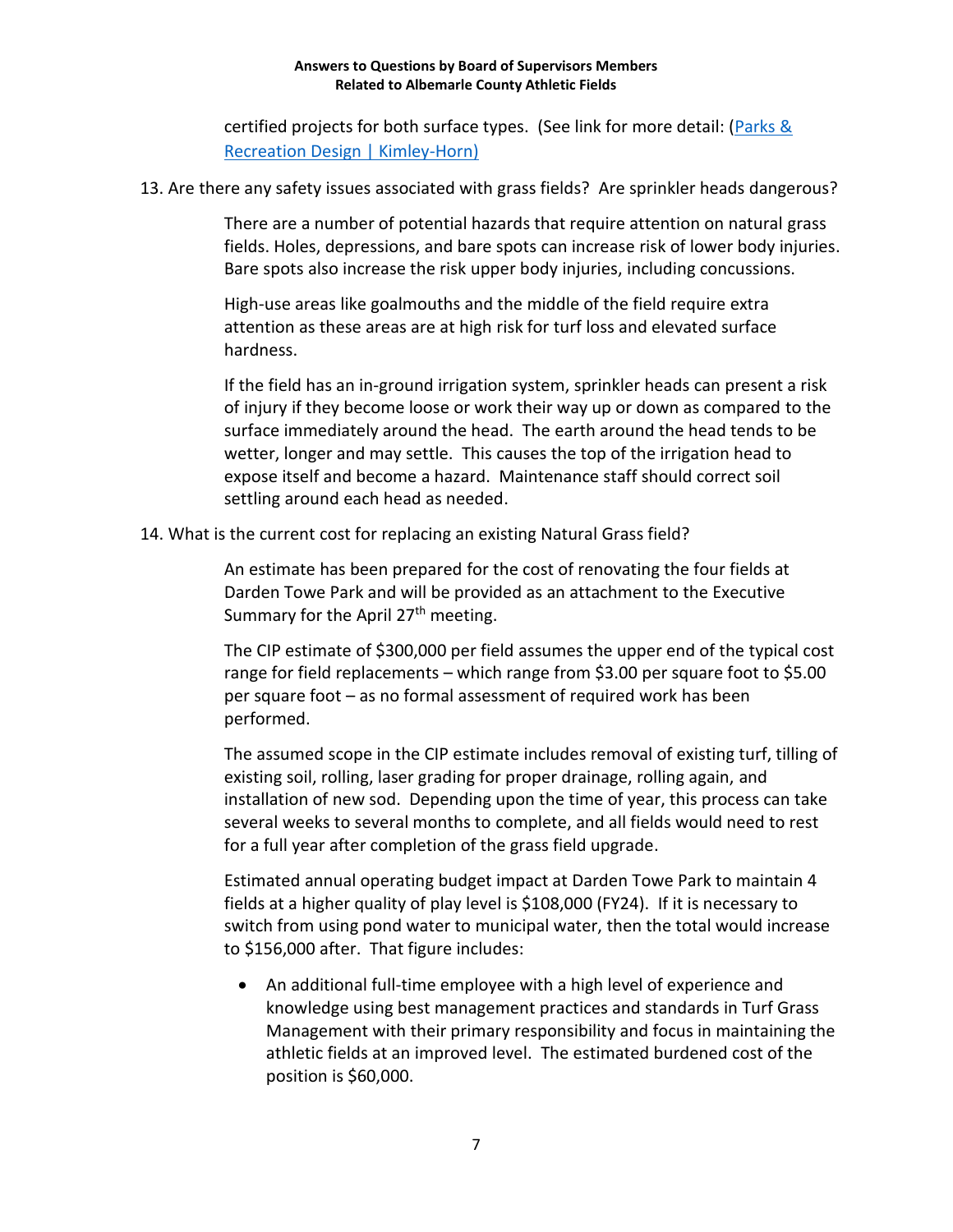certified projects for both surface types. (See link for more detail: [Parks & Recreation Design | Kimley-Horn)]()

13. Are there any safety issues associated with grass fields? Are sprinkler heads dangerous?

    There are a number of potential hazards that require attention on natural grass fields. Holes, depressions, and bare spots can increase risk of lower body injuries. Bare spots also increase the risk upper body injuries, including concussions.

    High-use areas like goalmouths and the middle of the field require extra attention as these areas are at high risk for turf loss and elevated surface hardness.

    If the field has an in-ground irrigation system, sprinkler heads can present a risk of injury if they become loose or work their way up or down as compared to the surface immediately around the head. The earth around the head tends to be wetter, longer and may settle. This causes the top of the irrigation head to expose itself and become a hazard. Maintenance staff should correct soil settling around each head as needed.

14. What is the current cost for replacing an existing Natural Grass field?

    An estimate has been prepared for the cost of renovating the four fields at Darden Towe Park and will be provided as an attachment to the Executive Summary for the April 27th meeting.

    The CIP estimate of $300,000 per field assumes the upper end of the typical cost range for field replacements – which range from $3.00 per square foot to $5.00 per square foot – as no formal assessment of required work has been performed.

    The assumed scope in the CIP estimate includes removal of existing turf, tilling of existing soil, rolling, laser grading for proper drainage, rolling again, and installation of new sod. Depending upon the time of year, this process can take several weeks to several months to complete, and all fields would need to rest for a full year after completion of the grass field upgrade.

    Estimated annual operating budget impact at Darden Towe Park to maintain 4 fields at a higher quality of play level is $108,000 (FY24). If it is necessary to switch from using pond water to municipal water, then the total would increase to $156,000 after. That figure includes:

    - An additional full-time employee with a high level of experience and knowledge using best management practices and standards in Turf Grass Management with their primary responsibility and focus in maintaining the athletic fields at an improved level. The estimated burdened cost of the position is $60,000.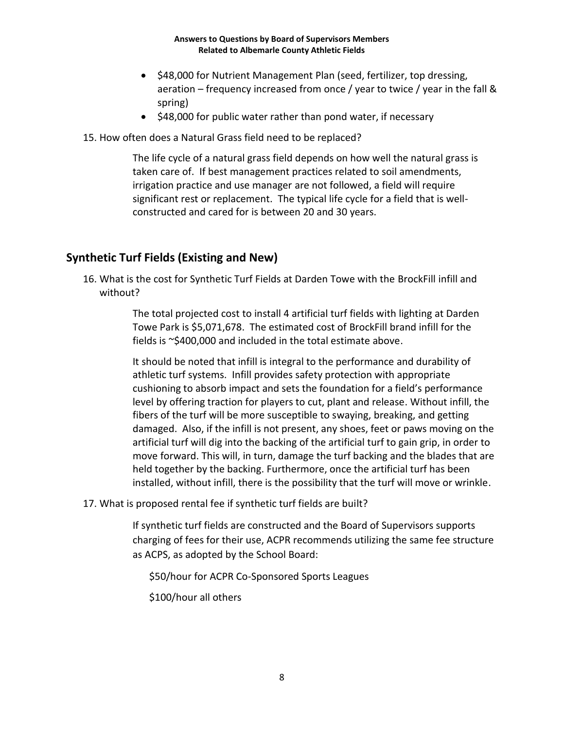- $48,000 for Nutrient Management Plan (seed, fertilizer, top dressing, aeration – frequency increased from once / year to twice / year in the fall & spring)
- $48,000 for public water rather than pond water, if necessary

15. How often does a Natural Grass field need to be replaced?

    The life cycle of a natural grass field depends on how well the natural grass is taken care of. If best management practices related to soil amendments, irrigation practice and use manager are not followed, a field will require significant rest or replacement. The typical life cycle for a field that is well-constructed and cared for is between 20 and 30 years.

## Synthetic Turf Fields (Existing and New)

16. What is the cost for Synthetic Turf Fields at Darden Towe with the BrockFill infill and without?

    The total projected cost to install 4 artificial turf fields with lighting at Darden Towe Park is $5,071,678. The estimated cost of BrockFill brand infill for the fields is ~$400,000 and included in the total estimate above.

    It should be noted that infill is integral to the performance and durability of athletic turf systems. Infill provides safety protection with appropriate cushioning to absorb impact and sets the foundation for a field's performance level by offering traction for players to cut, plant and release. Without infill, the fibers of the turf will be more susceptible to swaying, breaking, and getting damaged. Also, if the infill is not present, any shoes, feet or paws moving on the artificial turf will dig into the backing of the artificial turf to gain grip, in order to move forward. This will, in turn, damage the turf backing and the blades that are held together by the backing. Furthermore, once the artificial turf has been installed, without infill, there is the possibility that the turf will move or wrinkle.

17. What is proposed rental fee if synthetic turf fields are built?

    If synthetic turf fields are constructed and the Board of Supervisors supports charging of fees for their use, ACPR recommends utilizing the same fee structure as ACPS, as adopted by the School Board:

    $50/hour for ACPR Co-Sponsored Sports Leagues

    $100/hour all others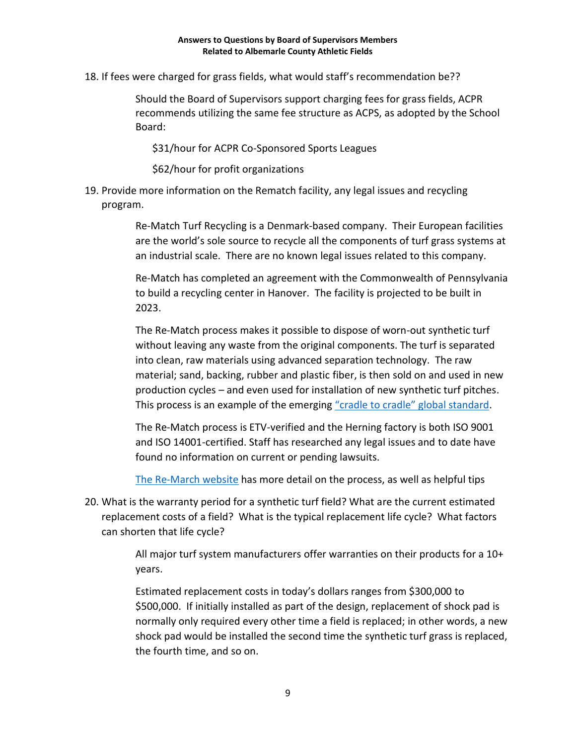18. If fees were charged for grass fields, what would staff's recommendation be??

    Should the Board of Supervisors support charging fees for grass fields, ACPR recommends utilizing the same fee structure as ACPS, as adopted by the School Board:

    $31/hour for ACPR Co-Sponsored Sports Leagues

    $62/hour for profit organizations

19. Provide more information on the Rematch facility, any legal issues and recycling program.

    Re-Match Turf Recycling is a Denmark-based company. Their European facilities are the world's sole source to recycle all the components of turf grass systems at an industrial scale. There are no known legal issues related to this company.

    Re-Match has completed an agreement with the Commonwealth of Pennsylvania to build a recycling center in Hanover. The facility is projected to be built in 2023.

    The Re-Match process makes it possible to dispose of worn-out synthetic turf without leaving any waste from the original components. The turf is separated into clean, raw materials using advanced separation technology. The raw material; sand, backing, rubber and plastic fiber, is then sold on and used in new production cycles – and even used for installation of new synthetic turf pitches. This process is an example of the emerging "cradle to cradle" global standard.

    The Re-Match process is ETV-verified and the Herning factory is both ISO 9001 and ISO 14001-certified. Staff has researched any legal issues and to date have found no information on current or pending lawsuits.

    The Re-March website has more detail on the process, as well as helpful tips

20. What is the warranty period for a synthetic turf field? What are the current estimated replacement costs of a field? What is the typical replacement life cycle? What factors can shorten that life cycle?

    All major turf system manufacturers offer warranties on their products for a 10+ years.

    Estimated replacement costs in today's dollars ranges from $300,000 to $500,000. If initially installed as part of the design, replacement of shock pad is normally only required every other time a field is replaced; in other words, a new shock pad would be installed the second time the synthetic turf grass is replaced, the fourth time, and so on.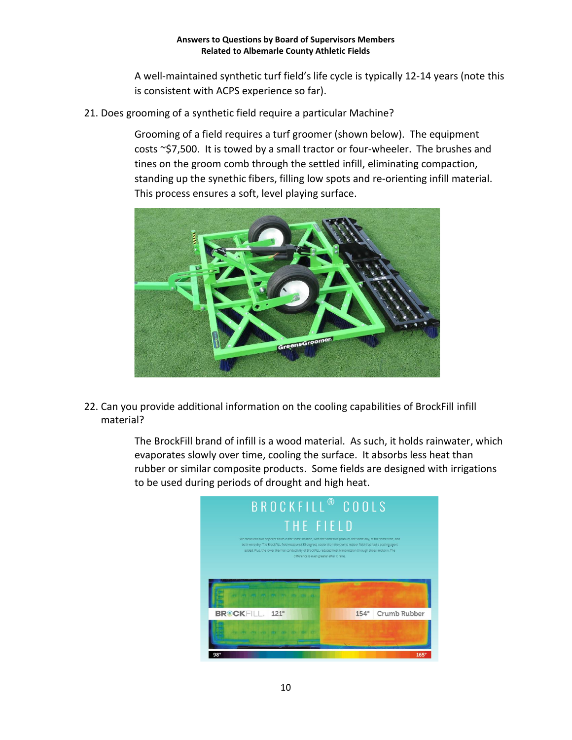A well-maintained synthetic turf field's life cycle is typically 12-14 years (note this is consistent with ACPS experience so far).

21. Does grooming of a synthetic field require a particular Machine?

    Grooming of a field requires a turf groomer (shown below). The equipment costs ~$7,500. It is towed by a small tractor or four-wheeler. The brushes and tines on the groom comb through the settled infill, eliminating compaction, standing up the synethic fibers, filling low spots and re-orienting infill material. This process ensures a soft, level playing surface.

22. Can you provide additional information on the cooling capabilities of BrockFill infill material?

    The BrockFill brand of infill is a wood material. As such, it holds rainwater, which evaporates slowly over time, cooling the surface. It absorbs less heat than rubber or similar composite products. Some fields are designed with irrigations to be used during periods of drought and high heat.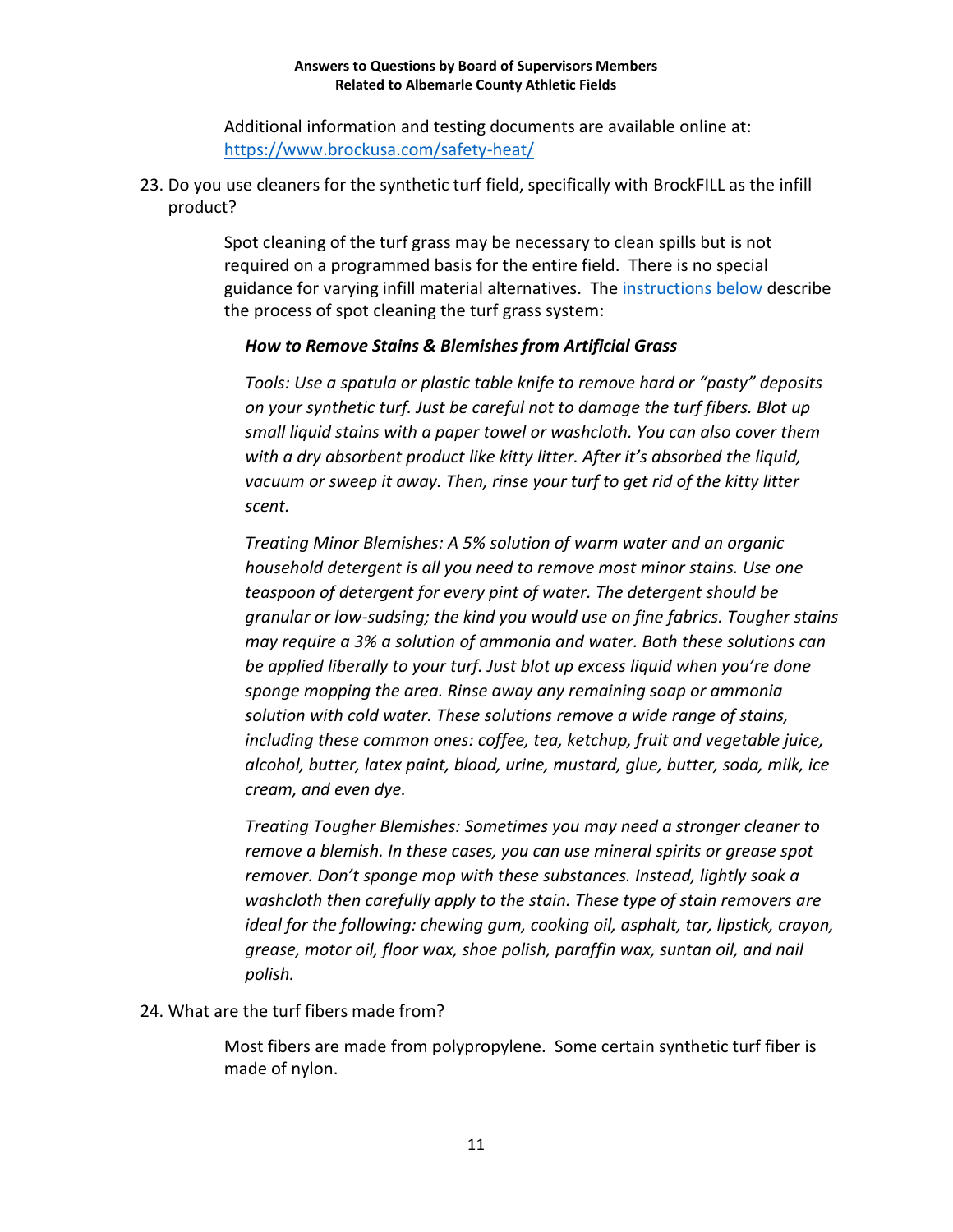Additional information and testing documents are available online at: https://www.brockusa.com/safety-heat/

23. Do you use cleaners for the synthetic turf field, specifically with BrockFILL as the infill product?

    Spot cleaning of the turf grass may be necessary to clean spills but is not required on a programmed basis for the entire field. There is no special guidance for varying infill material alternatives. The instructions below describe the process of spot cleaning the turf grass system:

    ***How to Remove Stains & Blemishes from Artificial Grass***

    *Tools: Use a spatula or plastic table knife to remove hard or "pasty" deposits on your synthetic turf. Just be careful not to damage the turf fibers. Blot up small liquid stains with a paper towel or washcloth. You can also cover them with a dry absorbent product like kitty litter. After it's absorbed the liquid, vacuum or sweep it away. Then, rinse your turf to get rid of the kitty litter scent.*

    *Treating Minor Blemishes: A 5% solution of warm water and an organic household detergent is all you need to remove most minor stains. Use one teaspoon of detergent for every pint of water. The detergent should be granular or low-sudsing; the kind you would use on fine fabrics. Tougher stains may require a 3% a solution of ammonia and water. Both these solutions can be applied liberally to your turf. Just blot up excess liquid when you're done sponge mopping the area. Rinse away any remaining soap or ammonia solution with cold water. These solutions remove a wide range of stains, including these common ones: coffee, tea, ketchup, fruit and vegetable juice, alcohol, butter, latex paint, blood, urine, mustard, glue, butter, soda, milk, ice cream, and even dye.*

    *Treating Tougher Blemishes: Sometimes you may need a stronger cleaner to remove a blemish. In these cases, you can use mineral spirits or grease spot remover. Don't sponge mop with these substances. Instead, lightly soak a washcloth then carefully apply to the stain. These type of stain removers are ideal for the following: chewing gum, cooking oil, asphalt, tar, lipstick, crayon, grease, motor oil, floor wax, shoe polish, paraffin wax, suntan oil, and nail polish.*

24. What are the turf fibers made from?

    Most fibers are made from polypropylene. Some certain synthetic turf fiber is made of nylon.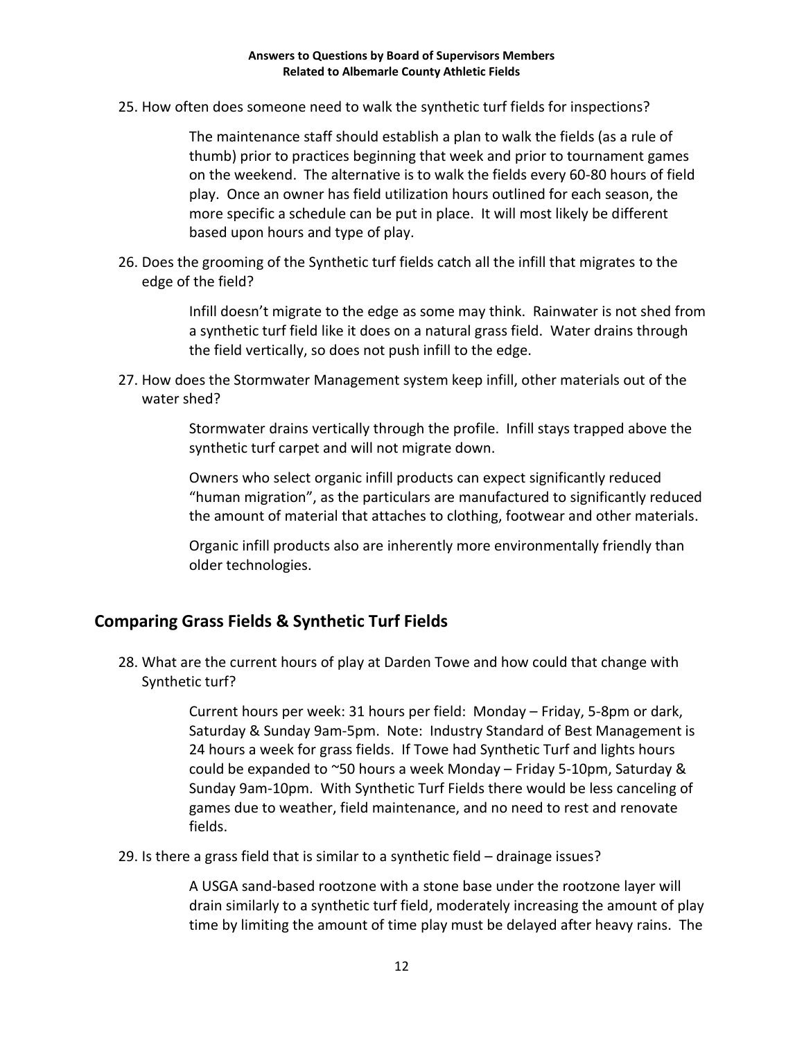25. How often does someone need to walk the synthetic turf fields for inspections?

    The maintenance staff should establish a plan to walk the fields (as a rule of thumb) prior to practices beginning that week and prior to tournament games on the weekend. The alternative is to walk the fields every 60-80 hours of field play. Once an owner has field utilization hours outlined for each season, the more specific a schedule can be put in place. It will most likely be different based upon hours and type of play.

26. Does the grooming of the Synthetic turf fields catch all the infill that migrates to the edge of the field?

    Infill doesn't migrate to the edge as some may think. Rainwater is not shed from a synthetic turf field like it does on a natural grass field. Water drains through the field vertically, so does not push infill to the edge.

27. How does the Stormwater Management system keep infill, other materials out of the water shed?

    Stormwater drains vertically through the profile. Infill stays trapped above the synthetic turf carpet and will not migrate down.

    Owners who select organic infill products can expect significantly reduced "human migration", as the particulars are manufactured to significantly reduced the amount of material that attaches to clothing, footwear and other materials.

    Organic infill products also are inherently more environmentally friendly than older technologies.

## Comparing Grass Fields & Synthetic Turf Fields

28. What are the current hours of play at Darden Towe and how could that change with Synthetic turf?

    Current hours per week: 31 hours per field: Monday – Friday, 5-8pm or dark, Saturday & Sunday 9am-5pm. Note: Industry Standard of Best Management is 24 hours a week for grass fields. If Towe had Synthetic Turf and lights hours could be expanded to ~50 hours a week Monday – Friday 5-10pm, Saturday & Sunday 9am-10pm. With Synthetic Turf Fields there would be less canceling of games due to weather, field maintenance, and no need to rest and renovate fields.

29. Is there a grass field that is similar to a synthetic field – drainage issues?

    A USGA sand-based rootzone with a stone base under the rootzone layer will drain similarly to a synthetic turf field, moderately increasing the amount of play time by limiting the amount of time play must be delayed after heavy rains. The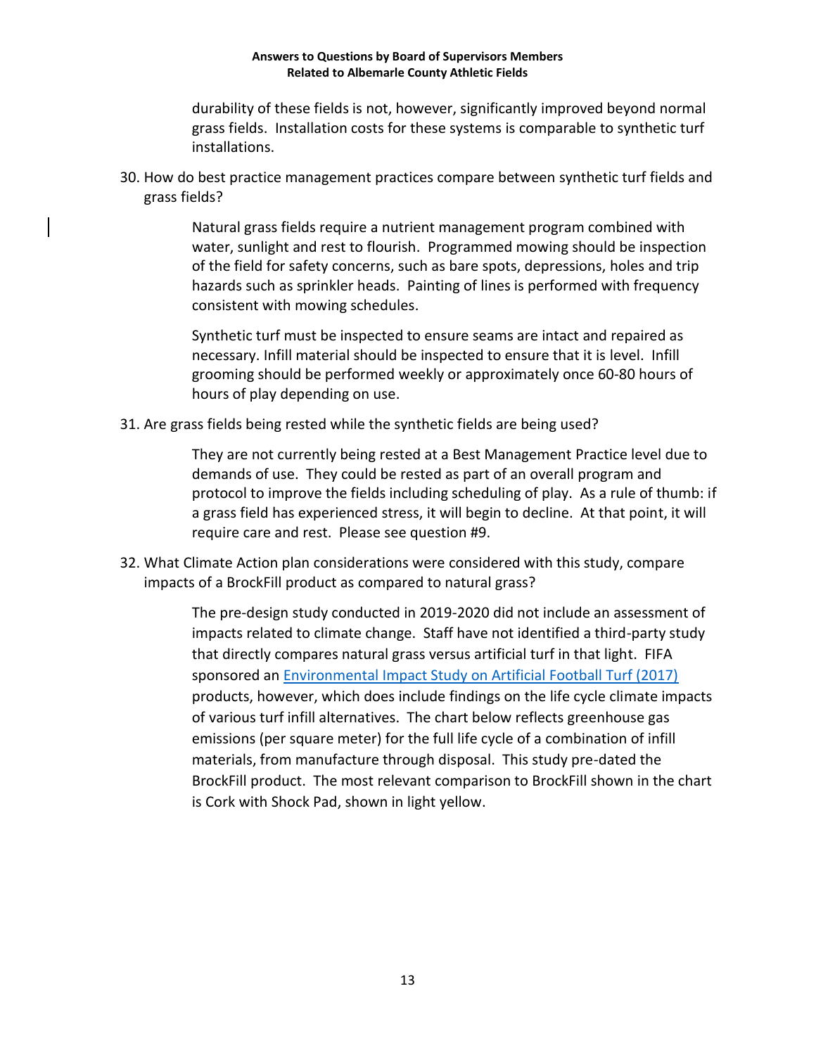durability of these fields is not, however, significantly improved beyond normal grass fields. Installation costs for these systems is comparable to synthetic turf installations.

30. How do best practice management practices compare between synthetic turf fields and grass fields?

    Natural grass fields require a nutrient management program combined with water, sunlight and rest to flourish. Programmed mowing should be inspection of the field for safety concerns, such as bare spots, depressions, holes and trip hazards such as sprinkler heads. Painting of lines is performed with frequency consistent with mowing schedules.

    Synthetic turf must be inspected to ensure seams are intact and repaired as necessary. Infill material should be inspected to ensure that it is level. Infill grooming should be performed weekly or approximately once 60-80 hours of hours of play depending on use.

31. Are grass fields being rested while the synthetic fields are being used?

    They are not currently being rested at a Best Management Practice level due to demands of use. They could be rested as part of an overall program and protocol to improve the fields including scheduling of play. As a rule of thumb: if a grass field has experienced stress, it will begin to decline. At that point, it will require care and rest. Please see question #9.

32. What Climate Action plan considerations were considered with this study, compare impacts of a BrockFill product as compared to natural grass?

    The pre-design study conducted in 2019-2020 did not include an assessment of impacts related to climate change. Staff have not identified a third-party study that directly compares natural grass versus artificial turf in that light. FIFA sponsored an [Environmental Impact Study on Artificial Football Turf (2017)]() products, however, which does include findings on the life cycle climate impacts of various turf infill alternatives. The chart below reflects greenhouse gas emissions (per square meter) for the full life cycle of a combination of infill materials, from manufacture through disposal. This study pre-dated the BrockFill product. The most relevant comparison to BrockFill shown in the chart is Cork with Shock Pad, shown in light yellow.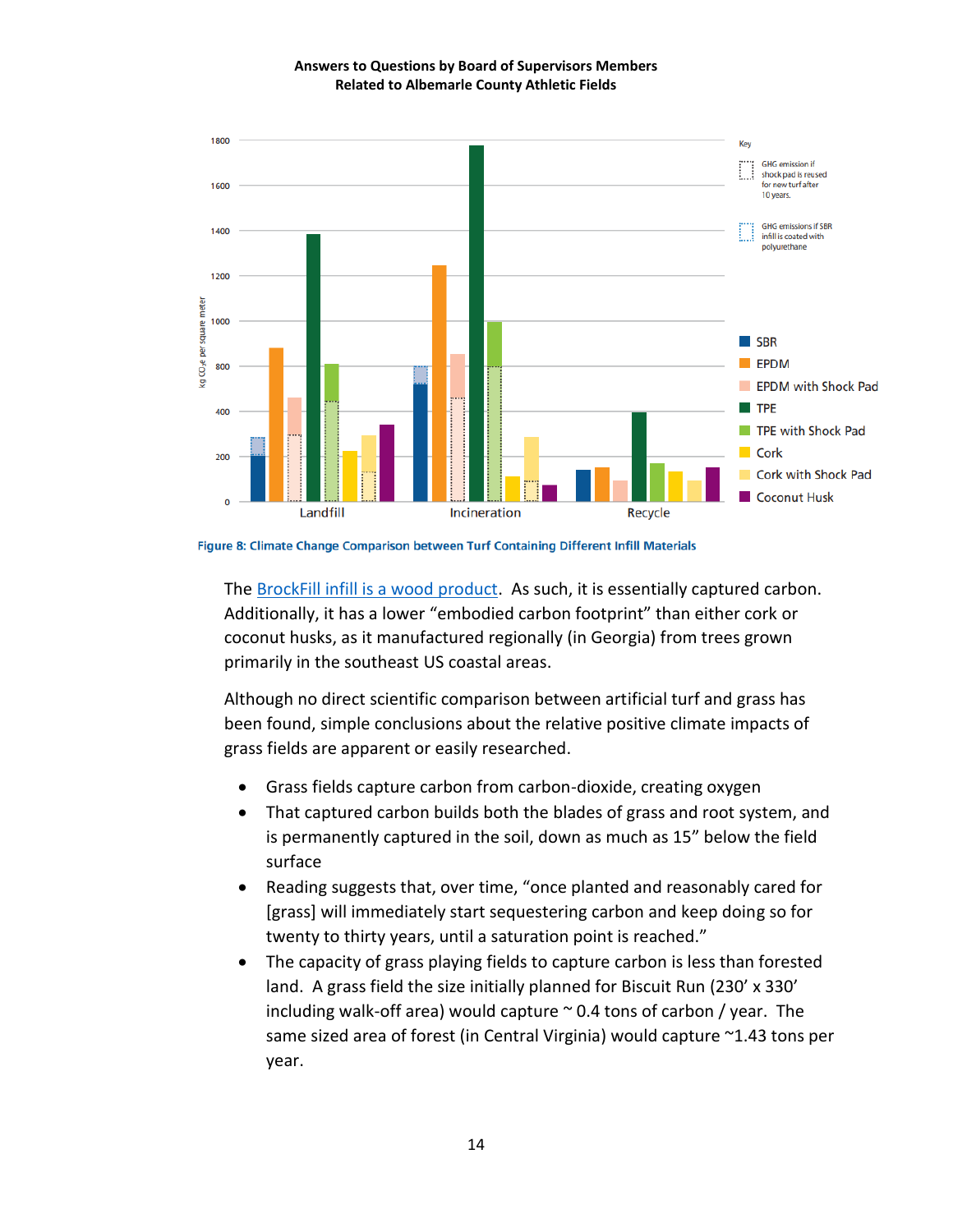Figure 8: Climate Change Comparison between Turf Containing Different Infill Materials

The BrockFill infill is a wood product. As such, it is essentially captured carbon. Additionally, it has a lower "embodied carbon footprint" than either cork or coconut husks, as it manufactured regionally (in Georgia) from trees grown primarily in the southeast US coastal areas.

Although no direct scientific comparison between artificial turf and grass has been found, simple conclusions about the relative positive climate impacts of grass fields are apparent or easily researched.

- Grass fields capture carbon from carbon-dioxide, creating oxygen
- That captured carbon builds both the blades of grass and root system, and is permanently captured in the soil, down as much as 15" below the field surface
- Reading suggests that, over time, "once planted and reasonably cared for [grass] will immediately start sequestering carbon and keep doing so for twenty to thirty years, until a saturation point is reached."
- The capacity of grass playing fields to capture carbon is less than forested land. A grass field the size initially planned for Biscuit Run (230' x 330' including walk-off area) would capture ~ 0.4 tons of carbon / year. The same sized area of forest (in Central Virginia) would capture ~1.43 tons per year.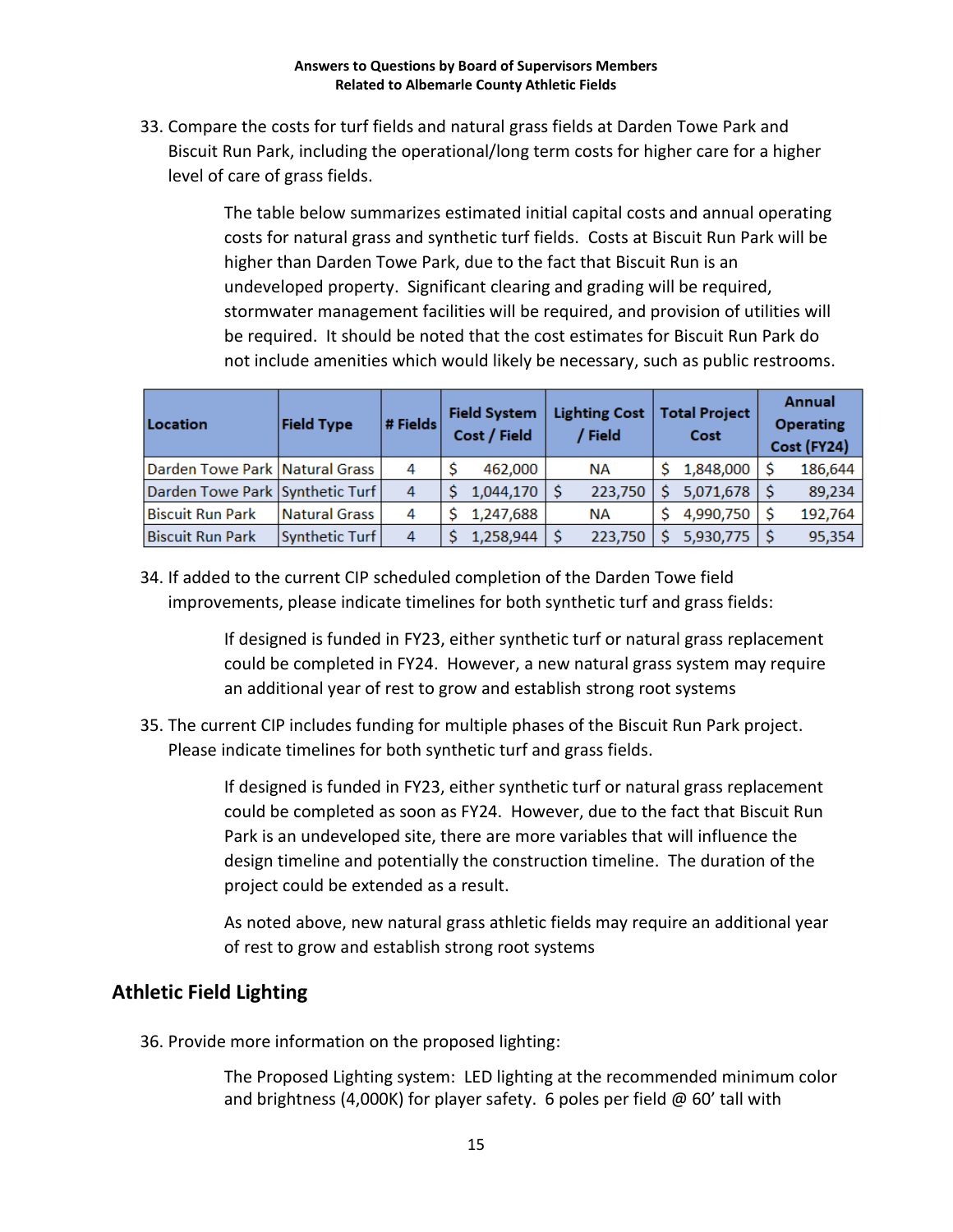33. Compare the costs for turf fields and natural grass fields at Darden Towe Park and Biscuit Run Park, including the operational/long term costs for higher care for a higher level of care of grass fields.

    The table below summarizes estimated initial capital costs and annual operating costs for natural grass and synthetic turf fields. Costs at Biscuit Run Park will be higher than Darden Towe Park, due to the fact that Biscuit Run is an undeveloped property. Significant clearing and grading will be required, stormwater management facilities will be required, and provision of utilities will be required. It should be noted that the cost estimates for Biscuit Run Park do not include amenities which would likely be necessary, such as public restrooms.

| Location | Field Type | # Fields | Field System Cost / Field | Lighting Cost / Field | Total Project Cost | Annual Operating Cost (FY24) |
|---|---|---|---|---|---|---|
| Darden Towe Park | Natural Grass | 4 | $ 462,000 | NA | $ 1,848,000 | $ 186,644 |
| Darden Towe Park | Synthetic Turf | 4 | $ 1,044,170 | $ 223,750 | $ 5,071,678 | $ 89,234 |
| Biscuit Run Park | Natural Grass | 4 | $ 1,247,688 | NA | $ 4,990,750 | $ 192,764 |
| Biscuit Run Park | Synthetic Turf | 4 | $ 1,258,944 | $ 223,750 | $ 5,930,775 | $ 95,354 |

34. If added to the current CIP scheduled completion of the Darden Towe field improvements, please indicate timelines for both synthetic turf and grass fields:

    If designed is funded in FY23, either synthetic turf or natural grass replacement could be completed in FY24. However, a new natural grass system may require an additional year of rest to grow and establish strong root systems

35. The current CIP includes funding for multiple phases of the Biscuit Run Park project. Please indicate timelines for both synthetic turf and grass fields.

    If designed is funded in FY23, either synthetic turf or natural grass replacement could be completed as soon as FY24. However, due to the fact that Biscuit Run Park is an undeveloped site, there are more variables that will influence the design timeline and potentially the construction timeline. The duration of the project could be extended as a result.

    As noted above, new natural grass athletic fields may require an additional year of rest to grow and establish strong root systems

## Athletic Field Lighting

36. Provide more information on the proposed lighting:

    The Proposed Lighting system: LED lighting at the recommended minimum color and brightness (4,000K) for player safety. 6 poles per field @ 60' tall with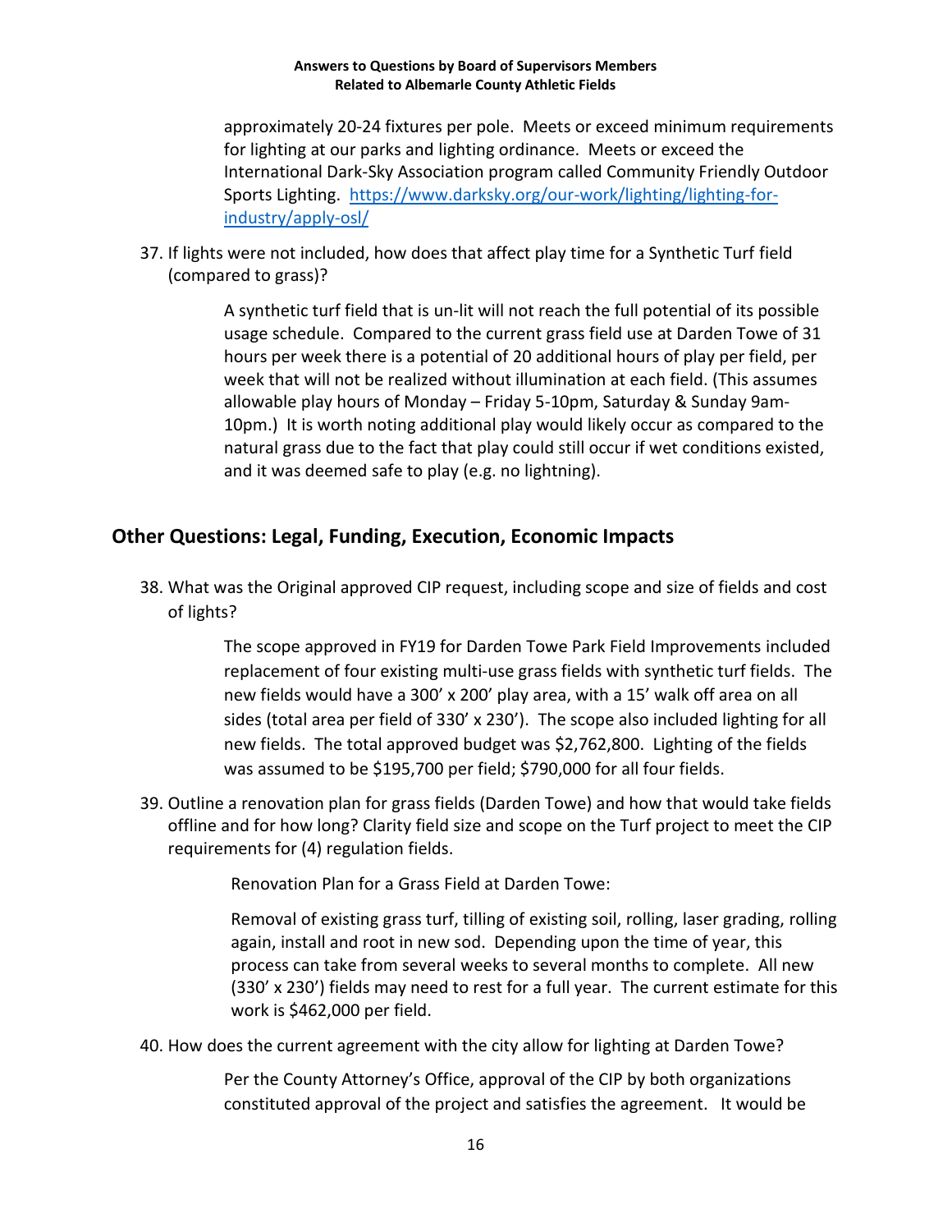approximately 20-24 fixtures per pole. Meets or exceed minimum requirements for lighting at our parks and lighting ordinance. Meets or exceed the International Dark-Sky Association program called Community Friendly Outdoor Sports Lighting. [https://www.darksky.org/our-work/lighting/lighting-for-industry/apply-osl/](https://www.darksky.org/our-work/lighting/lighting-for-industry/apply-osl/)

37. If lights were not included, how does that affect play time for a Synthetic Turf field (compared to grass)?

    A synthetic turf field that is un-lit will not reach the full potential of its possible usage schedule. Compared to the current grass field use at Darden Towe of 31 hours per week there is a potential of 20 additional hours of play per field, per week that will not be realized without illumination at each field. (This assumes allowable play hours of Monday – Friday 5-10pm, Saturday & Sunday 9am-10pm.) It is worth noting additional play would likely occur as compared to the natural grass due to the fact that play could still occur if wet conditions existed, and it was deemed safe to play (e.g. no lightning).

## Other Questions: Legal, Funding, Execution, Economic Impacts

38. What was the Original approved CIP request, including scope and size of fields and cost of lights?

    The scope approved in FY19 for Darden Towe Park Field Improvements included replacement of four existing multi-use grass fields with synthetic turf fields. The new fields would have a 300' x 200' play area, with a 15' walk off area on all sides (total area per field of 330' x 230'). The scope also included lighting for all new fields. The total approved budget was $2,762,800. Lighting of the fields was assumed to be $195,700 per field; $790,000 for all four fields.

39. Outline a renovation plan for grass fields (Darden Towe) and how that would take fields offline and for how long? Clarity field size and scope on the Turf project to meet the CIP requirements for (4) regulation fields.

    Renovation Plan for a Grass Field at Darden Towe:

    Removal of existing grass turf, tilling of existing soil, rolling, laser grading, rolling again, install and root in new sod. Depending upon the time of year, this process can take from several weeks to several months to complete. All new (330' x 230') fields may need to rest for a full year. The current estimate for this work is $462,000 per field.

40. How does the current agreement with the city allow for lighting at Darden Towe?

    Per the County Attorney's Office, approval of the CIP by both organizations constituted approval of the project and satisfies the agreement. It would be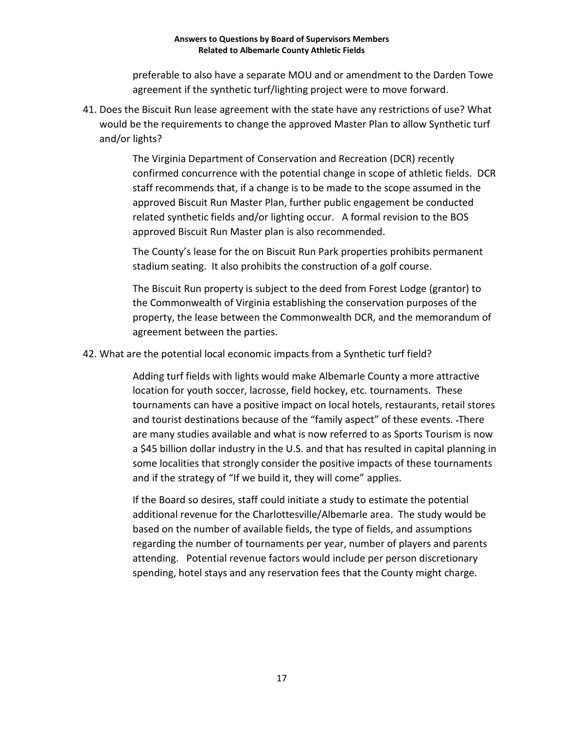preferable to also have a separate MOU and or amendment to the Darden Towe agreement if the synthetic turf/lighting project were to move forward.

41. Does the Biscuit Run lease agreement with the state have any restrictions of use? What would be the requirements to change the approved Master Plan to allow Synthetic turf and/or lights?

    The Virginia Department of Conservation and Recreation (DCR) recently confirmed concurrence with the potential change in scope of athletic fields. DCR staff recommends that, if a change is to be made to the scope assumed in the approved Biscuit Run Master Plan, further public engagement be conducted related synthetic fields and/or lighting occur. A formal revision to the BOS approved Biscuit Run Master plan is also recommended.

    The County's lease for the on Biscuit Run Park properties prohibits permanent stadium seating. It also prohibits the construction of a golf course.

    The Biscuit Run property is subject to the deed from Forest Lodge (grantor) to the Commonwealth of Virginia establishing the conservation purposes of the property, the lease between the Commonwealth DCR, and the memorandum of agreement between the parties.

42. What are the potential local economic impacts from a Synthetic turf field?

    Adding turf fields with lights would make Albemarle County a more attractive location for youth soccer, lacrosse, field hockey, etc. tournaments. These tournaments can have a positive impact on local hotels, restaurants, retail stores and tourist destinations because of the "family aspect" of these events. There are many studies available and what is now referred to as Sports Tourism is now a $45 billion dollar industry in the U.S. and that has resulted in capital planning in some localities that strongly consider the positive impacts of these tournaments and if the strategy of "If we build it, they will come" applies.

    If the Board so desires, staff could initiate a study to estimate the potential additional revenue for the Charlottesville/Albemarle area. The study would be based on the number of available fields, the type of fields, and assumptions regarding the number of tournaments per year, number of players and parents attending. Potential revenue factors would include per person discretionary spending, hotel stays and any reservation fees that the County might charge.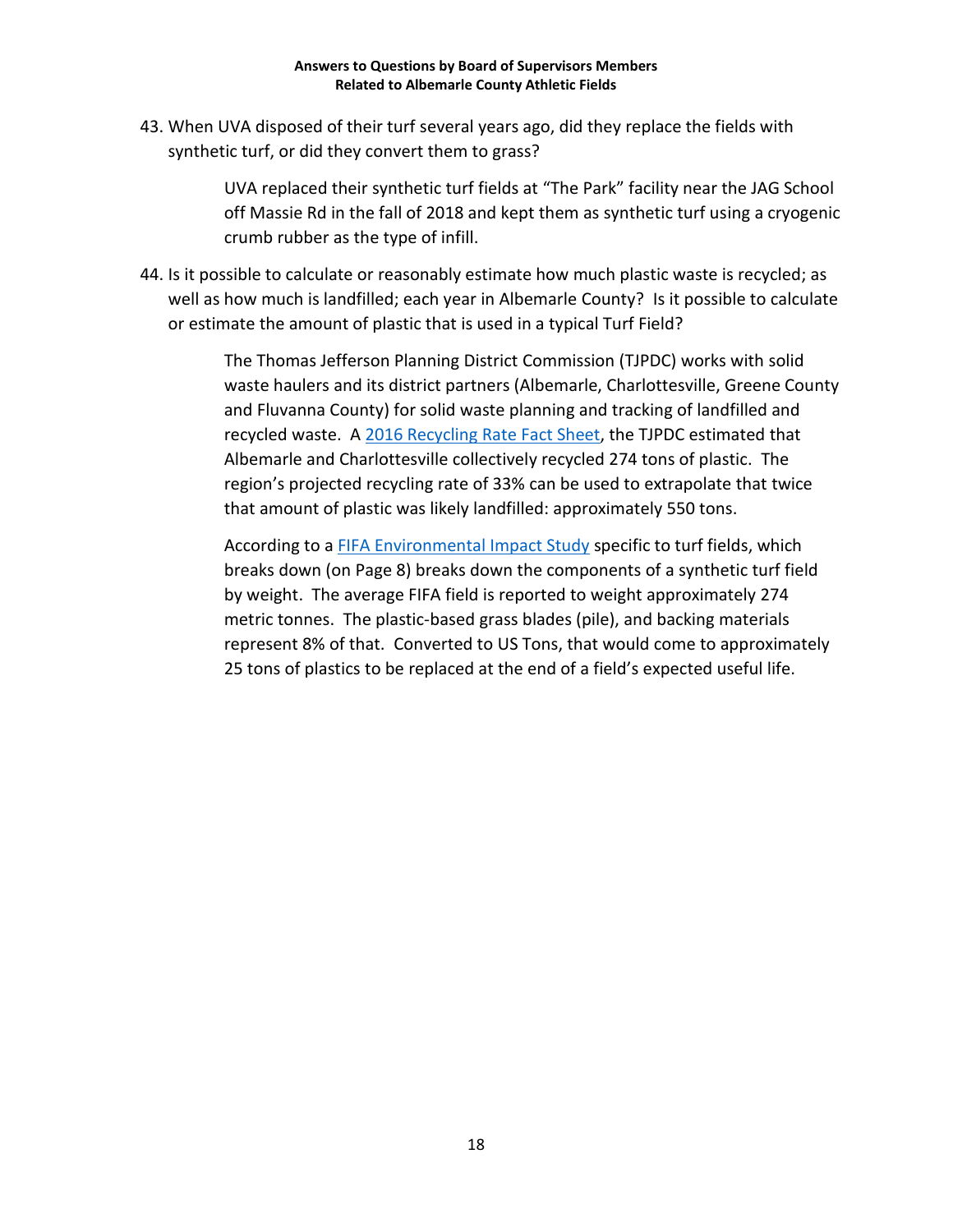43. When UVA disposed of their turf several years ago, did they replace the fields with synthetic turf, or did they convert them to grass?

    UVA replaced their synthetic turf fields at "The Park" facility near the JAG School off Massie Rd in the fall of 2018 and kept them as synthetic turf using a cryogenic crumb rubber as the type of infill.

44. Is it possible to calculate or reasonably estimate how much plastic waste is recycled; as well as how much is landfilled; each year in Albemarle County? Is it possible to calculate or estimate the amount of plastic that is used in a typical Turf Field?

    The Thomas Jefferson Planning District Commission (TJPDC) works with solid waste haulers and its district partners (Albemarle, Charlottesville, Greene County and Fluvanna County) for solid waste planning and tracking of landfilled and recycled waste. A 2016 Recycling Rate Fact Sheet, the TJPDC estimated that Albemarle and Charlottesville collectively recycled 274 tons of plastic. The region's projected recycling rate of 33% can be used to extrapolate that twice that amount of plastic was likely landfilled: approximately 550 tons.

    According to a FIFA Environmental Impact Study specific to turf fields, which breaks down (on Page 8) breaks down the components of a synthetic turf field by weight. The average FIFA field is reported to weight approximately 274 metric tonnes. The plastic-based grass blades (pile), and backing materials represent 8% of that. Converted to US Tons, that would come to approximately 25 tons of plastics to be replaced at the end of a field's expected useful life.